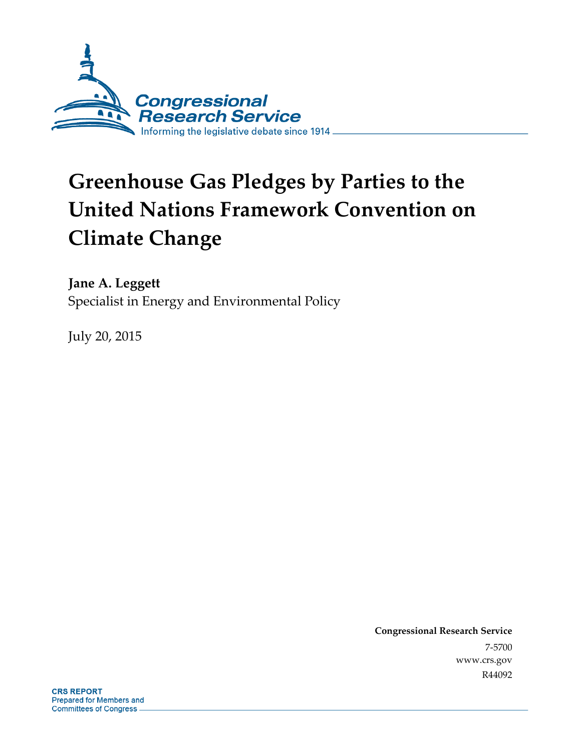Congressional Research Service

Informing the legislative debate since 1914

# Greenhouse Gas Pledges by Parties to the United Nations Framework Convention on Climate Change

**Jane A. Leggett**

Specialist in Energy and Environmental Policy

July 20, 2015

**Congressional Research Service**

7-5700

www.crs.gov

R44092

**CRS REPORT**

Prepared for Members and Committees of Congress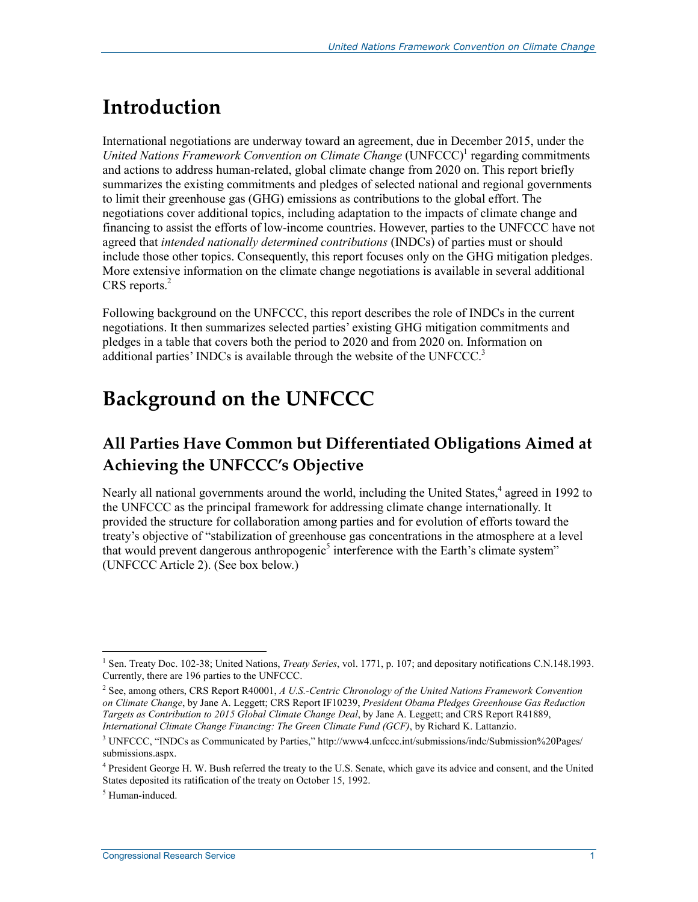# Introduction

International negotiations are underway toward an agreement, due in December 2015, under the *United Nations Framework Convention on Climate Change* (UNFCCC)[1] regarding commitments and actions to address human-related, global climate change from 2020 on. This report briefly summarizes the existing commitments and pledges of selected national and regional governments to limit their greenhouse gas (GHG) emissions as contributions to the global effort. The negotiations cover additional topics, including adaptation to the impacts of climate change and financing to assist the efforts of low-income countries. However, parties to the UNFCCC have not agreed that *intended nationally determined contributions* (INDCs) of parties must or should include those other topics. Consequently, this report focuses only on the GHG mitigation pledges. More extensive information on the climate change negotiations is available in several additional CRS reports.[2]

Following background on the UNFCCC, this report describes the role of INDCs in the current negotiations. It then summarizes selected parties' existing GHG mitigation commitments and pledges in a table that covers both the period to 2020 and from 2020 on. Information on additional parties' INDCs is available through the website of the UNFCCC.[3]

# Background on the UNFCCC

## All Parties Have Common but Differentiated Obligations Aimed at Achieving the UNFCCC's Objective

Nearly all national governments around the world, including the United States,[4] agreed in 1992 to the UNFCCC as the principal framework for addressing climate change internationally. It provided the structure for collaboration among parties and for evolution of efforts toward the treaty's objective of "stabilization of greenhouse gas concentrations in the atmosphere at a level that would prevent dangerous anthropogenic[5] interference with the Earth's climate system" (UNFCCC Article 2). (See box below.)

---

[1] Sen. Treaty Doc. 102-38; United Nations, *Treaty Series*, vol. 1771, p. 107; and depositary notifications C.N.148.1993. Currently, there are 196 parties to the UNFCCC.

[2] See, among others, CRS Report R40001, *A U.S.-Centric Chronology of the United Nations Framework Convention on Climate Change*, by Jane A. Leggett; CRS Report IF10239, *President Obama Pledges Greenhouse Gas Reduction Targets as Contribution to 2015 Global Climate Change Deal*, by Jane A. Leggett; and CRS Report R41889, *International Climate Change Financing: The Green Climate Fund (GCF)*, by Richard K. Lattanzio.

[3] UNFCCC, "INDCs as Communicated by Parties," http://www4.unfccc.int/submissions/indc/Submission%20Pages/submissions.aspx.

[4] President George H. W. Bush referred the treaty to the U.S. Senate, which gave its advice and consent, and the United States deposited its ratification of the treaty on October 15, 1992.

[5] Human-induced.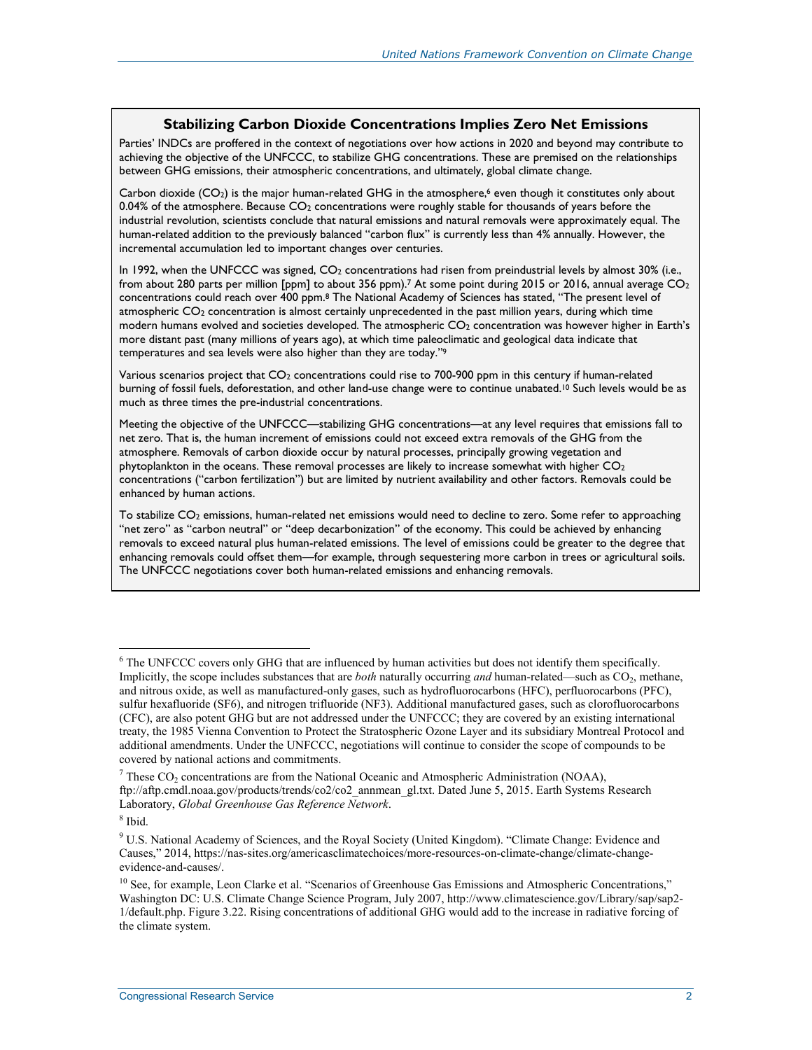### Stabilizing Carbon Dioxide Concentrations Implies Zero Net Emissions

Parties' INDCs are proffered in the context of negotiations over how actions in 2020 and beyond may contribute to achieving the objective of the UNFCCC, to stabilize GHG concentrations. These are premised on the relationships between GHG emissions, their atmospheric concentrations, and ultimately, global climate change.

Carbon dioxide ($CO_2$) is the major human-related GHG in the atmosphere,[6] even though it constitutes only about 0.04% of the atmosphere. Because $CO_2$ concentrations were roughly stable for thousands of years before the industrial revolution, scientists conclude that natural emissions and natural removals were approximately equal. The human-related addition to the previously balanced "carbon flux" is currently less than 4% annually. However, the incremental accumulation led to important changes over centuries.

In 1992, when the UNFCCC was signed, $CO_2$ concentrations had risen from preindustrial levels by almost 30% (i.e., from about 280 parts per million [ppm] to about 356 ppm).[7] At some point during 2015 or 2016, annual average $CO_2$ concentrations could reach over 400 ppm.[8] The National Academy of Sciences has stated, "The present level of atmospheric $CO_2$ concentration is almost certainly unprecedented in the past million years, during which time modern humans evolved and societies developed. The atmospheric $CO_2$ concentration was however higher in Earth's more distant past (many millions of years ago), at which time paleoclimatic and geological data indicate that temperatures and sea levels were also higher than they are today."[9]

Various scenarios project that $CO_2$ concentrations could rise to 700-900 ppm in this century if human-related burning of fossil fuels, deforestation, and other land-use change were to continue unabated.[10] Such levels would be as much as three times the pre-industrial concentrations.

Meeting the objective of the UNFCCC—stabilizing GHG concentrations—at any level requires that emissions fall to net zero. That is, the human increment of emissions could not exceed extra removals of the GHG from the atmosphere. Removals of carbon dioxide occur by natural processes, principally growing vegetation and phytoplankton in the oceans. These removal processes are likely to increase somewhat with higher $CO_2$ concentrations ("carbon fertilization") but are limited by nutrient availability and other factors. Removals could be enhanced by human actions.

To stabilize $CO_2$ emissions, human-related net emissions would need to decline to zero. Some refer to approaching "net zero" as "carbon neutral" or "deep decarbonization" of the economy. This could be achieved by enhancing removals to exceed natural plus human-related emissions. The level of emissions could be greater to the degree that enhancing removals could offset them—for example, through sequestering more carbon in trees or agricultural soils. The UNFCCC negotiations cover both human-related emissions and enhancing removals.

---

[6] The UNFCCC covers only GHG that are influenced by human activities but does not identify them specifically. Implicitly, the scope includes substances that are *both* naturally occurring *and* human-related—such as $CO_2$, methane, and nitrous oxide, as well as manufactured-only gases, such as hydrofluorocarbons (HFC), perfluorocarbons (PFC), sulfur hexafluoride (SF6), and nitrogen trifluoride (NF3). Additional manufactured gases, such as clorofluorocarbons (CFC), are also potent GHG but are not addressed under the UNFCCC; they are covered by an existing international treaty, the 1985 Vienna Convention to Protect the Stratospheric Ozone Layer and its subsidiary Montreal Protocol and additional amendments. Under the UNFCCC, negotiations will continue to consider the scope of compounds to be covered by national actions and commitments.

[7] These $CO_2$ concentrations are from the National Oceanic and Atmospheric Administration (NOAA), ftp://aftp.cmdl.noaa.gov/products/trends/co2/co2_annmean_gl.txt. Dated June 5, 2015. Earth Systems Research Laboratory, *Global Greenhouse Gas Reference Network*.

[8] Ibid.

[9] U.S. National Academy of Sciences, and the Royal Society (United Kingdom). "Climate Change: Evidence and Causes," 2014, https://nas-sites.org/americasclimatechoices/more-resources-on-climate-change/climate-change-evidence-and-causes/.

[10] See, for example, Leon Clarke et al. "Scenarios of Greenhouse Gas Emissions and Atmospheric Concentrations," Washington DC: U.S. Climate Change Science Program, July 2007, http://www.climatescience.gov/Library/sap/sap2-1/default.php. Figure 3.22. Rising concentrations of additional GHG would add to the increase in radiative forcing of the climate system.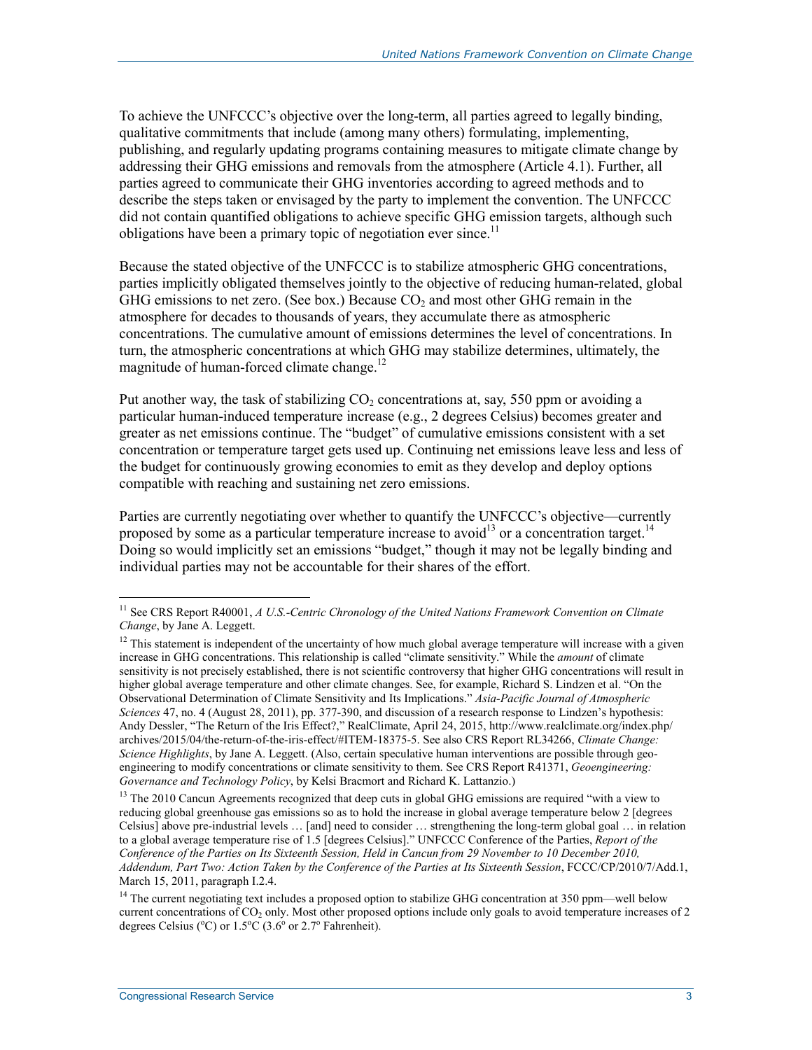To achieve the UNFCCC's objective over the long-term, all parties agreed to legally binding, qualitative commitments that include (among many others) formulating, implementing, publishing, and regularly updating programs containing measures to mitigate climate change by addressing their GHG emissions and removals from the atmosphere (Article 4.1). Further, all parties agreed to communicate their GHG inventories according to agreed methods and to describe the steps taken or envisaged by the party to implement the convention. The UNFCCC did not contain quantified obligations to achieve specific GHG emission targets, although such obligations have been a primary topic of negotiation ever since.[11]

Because the stated objective of the UNFCCC is to stabilize atmospheric GHG concentrations, parties implicitly obligated themselves jointly to the objective of reducing human-related, global GHG emissions to net zero. (See box.) Because $CO_2$ and most other GHG remain in the atmosphere for decades to thousands of years, they accumulate there as atmospheric concentrations. The cumulative amount of emissions determines the level of concentrations. In turn, the atmospheric concentrations at which GHG may stabilize determines, ultimately, the magnitude of human-forced climate change.[12]

Put another way, the task of stabilizing $CO_2$ concentrations at, say, 550 ppm or avoiding a particular human-induced temperature increase (e.g., 2 degrees Celsius) becomes greater and greater as net emissions continue. The "budget" of cumulative emissions consistent with a set concentration or temperature target gets used up. Continuing net emissions leave less and less of the budget for continuously growing economies to emit as they develop and deploy options compatible with reaching and sustaining net zero emissions.

Parties are currently negotiating over whether to quantify the UNFCCC's objective—currently proposed by some as a particular temperature increase to avoid[13] or a concentration target.[14] Doing so would implicitly set an emissions "budget," though it may not be legally binding and individual parties may not be accountable for their shares of the effort.

---

[11] See CRS Report R40001, *A U.S.-Centric Chronology of the United Nations Framework Convention on Climate Change*, by Jane A. Leggett.

[12] This statement is independent of the uncertainty of how much global average temperature will increase with a given increase in GHG concentrations. This relationship is called "climate sensitivity." While the *amount* of climate sensitivity is not precisely established, there is not scientific controversy that higher GHG concentrations will result in higher global average temperature and other climate changes. See, for example, Richard S. Lindzen et al. "On the Observational Determination of Climate Sensitivity and Its Implications." *Asia-Pacific Journal of Atmospheric Sciences* 47, no. 4 (August 28, 2011), pp. 377-390, and discussion of a research response to Lindzen's hypothesis: Andy Dessler, "The Return of the Iris Effect?," RealClimate, April 24, 2015, http://www.realclimate.org/index.php/archives/2015/04/the-return-of-the-iris-effect/#ITEM-18375-5. See also CRS Report RL34266, *Climate Change: Science Highlights*, by Jane A. Leggett. (Also, certain speculative human interventions are possible through geo-engineering to modify concentrations or climate sensitivity to them. See CRS Report R41371, *Geoengineering: Governance and Technology Policy*, by Kelsi Bracmort and Richard K. Lattanzio.)

[13] The 2010 Cancun Agreements recognized that deep cuts in global GHG emissions are required "with a view to reducing global greenhouse gas emissions so as to hold the increase in global average temperature below 2 [degrees Celsius] above pre-industrial levels … [and] need to consider … strengthening the long-term global goal … in relation to a global average temperature rise of 1.5 [degrees Celsius]." UNFCCC Conference of the Parties, *Report of the Conference of the Parties on Its Sixteenth Session, Held in Cancun from 29 November to 10 December 2010, Addendum, Part Two: Action Taken by the Conference of the Parties at Its Sixteenth Session*, FCCC/CP/2010/7/Add.1, March 15, 2011, paragraph I.2.4.

[14] The current negotiating text includes a proposed option to stabilize GHG concentration at 350 ppm—well below current concentrations of $CO_2$ only. Most other proposed options include only goals to avoid temperature increases of 2 degrees Celsius ($^{\circ}$C) or 1.5$^{\circ}$C (3.6$^{\circ}$ or 2.7$^{\circ}$ Fahrenheit).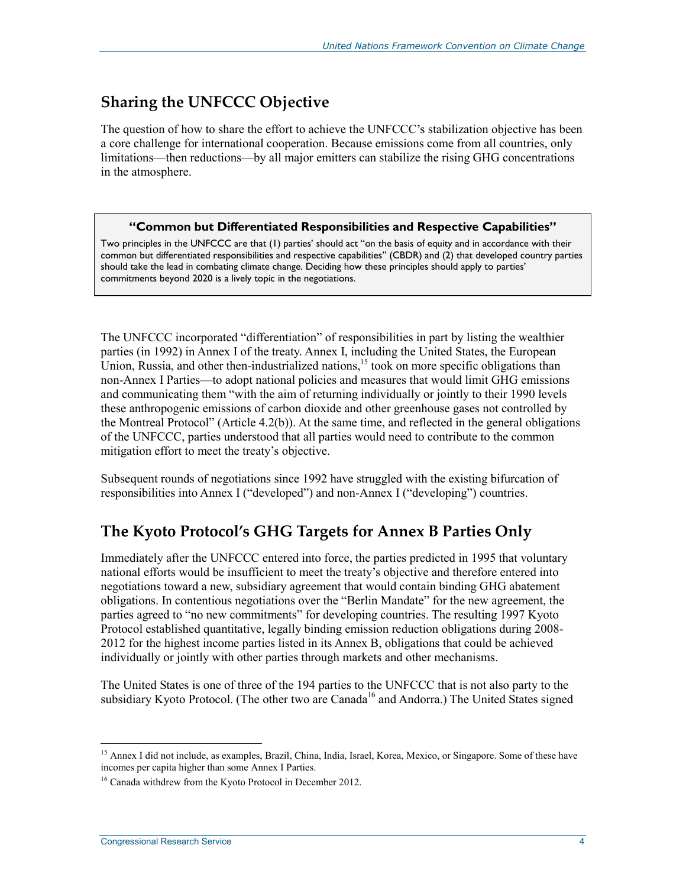## Sharing the UNFCCC Objective

The question of how to share the effort to achieve the UNFCCC's stabilization objective has been a core challenge for international cooperation. Because emissions come from all countries, only limitations—then reductions—by all major emitters can stabilize the rising GHG concentrations in the atmosphere.

> **"Common but Differentiated Responsibilities and Respective Capabilities"**
>
> Two principles in the UNFCCC are that (1) parties' should act "on the basis of equity and in accordance with their common but differentiated responsibilities and respective capabilities" (CBDR) and (2) that developed country parties should take the lead in combating climate change. Deciding how these principles should apply to parties' commitments beyond 2020 is a lively topic in the negotiations.

The UNFCCC incorporated "differentiation" of responsibilities in part by listing the wealthier parties (in 1992) in Annex I of the treaty. Annex I, including the United States, the European Union, Russia, and other then-industrialized nations,[15] took on more specific obligations than non-Annex I Parties—to adopt national policies and measures that would limit GHG emissions and communicating them "with the aim of returning individually or jointly to their 1990 levels these anthropogenic emissions of carbon dioxide and other greenhouse gases not controlled by the Montreal Protocol" (Article 4.2(b)). At the same time, and reflected in the general obligations of the UNFCCC, parties understood that all parties would need to contribute to the common mitigation effort to meet the treaty's objective.

Subsequent rounds of negotiations since 1992 have struggled with the existing bifurcation of responsibilities into Annex I ("developed") and non-Annex I ("developing") countries.

## The Kyoto Protocol's GHG Targets for Annex B Parties Only

Immediately after the UNFCCC entered into force, the parties predicted in 1995 that voluntary national efforts would be insufficient to meet the treaty's objective and therefore entered into negotiations toward a new, subsidiary agreement that would contain binding GHG abatement obligations. In contentious negotiations over the "Berlin Mandate" for the new agreement, the parties agreed to "no new commitments" for developing countries. The resulting 1997 Kyoto Protocol established quantitative, legally binding emission reduction obligations during 2008-2012 for the highest income parties listed in its Annex B, obligations that could be achieved individually or jointly with other parties through markets and other mechanisms.

The United States is one of three of the 194 parties to the UNFCCC that is not also party to the subsidiary Kyoto Protocol. (The other two are Canada[16] and Andorra.) The United States signed

---

[15] Annex I did not include, as examples, Brazil, China, India, Israel, Korea, Mexico, or Singapore. Some of these have incomes per capita higher than some Annex I Parties.

[16] Canada withdrew from the Kyoto Protocol in December 2012.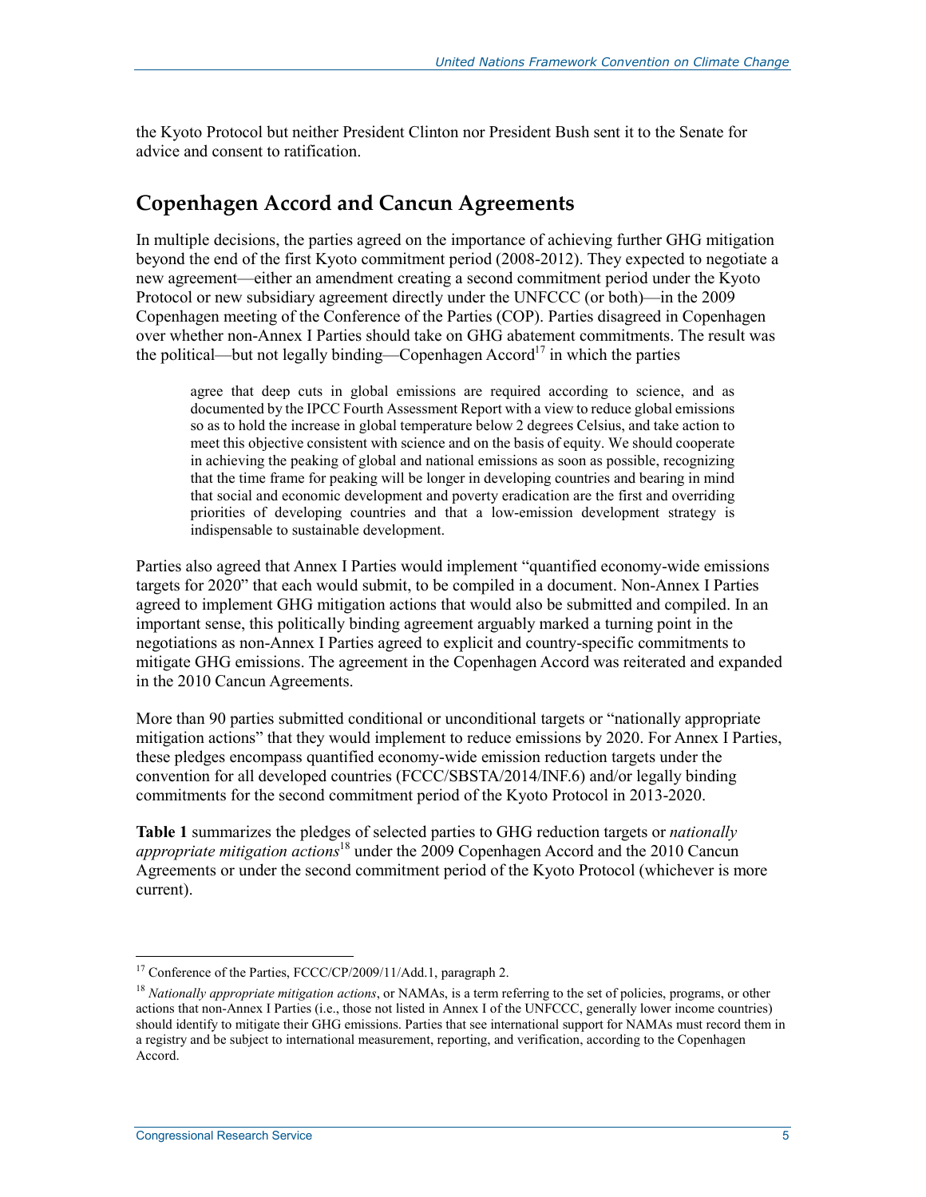the Kyoto Protocol but neither President Clinton nor President Bush sent it to the Senate for advice and consent to ratification.

## Copenhagen Accord and Cancun Agreements

In multiple decisions, the parties agreed on the importance of achieving further GHG mitigation beyond the end of the first Kyoto commitment period (2008-2012). They expected to negotiate a new agreement—either an amendment creating a second commitment period under the Kyoto Protocol or new subsidiary agreement directly under the UNFCCC (or both)—in the 2009 Copenhagen meeting of the Conference of the Parties (COP). Parties disagreed in Copenhagen over whether non-Annex I Parties should take on GHG abatement commitments. The result was the political—but not legally binding—Copenhagen Accord[17] in which the parties

> agree that deep cuts in global emissions are required according to science, and as documented by the IPCC Fourth Assessment Report with a view to reduce global emissions so as to hold the increase in global temperature below 2 degrees Celsius, and take action to meet this objective consistent with science and on the basis of equity. We should cooperate in achieving the peaking of global and national emissions as soon as possible, recognizing that the time frame for peaking will be longer in developing countries and bearing in mind that social and economic development and poverty eradication are the first and overriding priorities of developing countries and that a low-emission development strategy is indispensable to sustainable development.

Parties also agreed that Annex I Parties would implement "quantified economy-wide emissions targets for 2020" that each would submit, to be compiled in a document. Non-Annex I Parties agreed to implement GHG mitigation actions that would also be submitted and compiled. In an important sense, this politically binding agreement arguably marked a turning point in the negotiations as non-Annex I Parties agreed to explicit and country-specific commitments to mitigate GHG emissions. The agreement in the Copenhagen Accord was reiterated and expanded in the 2010 Cancun Agreements.

More than 90 parties submitted conditional or unconditional targets or "nationally appropriate mitigation actions" that they would implement to reduce emissions by 2020. For Annex I Parties, these pledges encompass quantified economy-wide emission reduction targets under the convention for all developed countries (FCCC/SBSTA/2014/INF.6) and/or legally binding commitments for the second commitment period of the Kyoto Protocol in 2013-2020.

**Table 1** summarizes the pledges of selected parties to GHG reduction targets or *nationally appropriate mitigation actions*[18] under the 2009 Copenhagen Accord and the 2010 Cancun Agreements or under the second commitment period of the Kyoto Protocol (whichever is more current).

---

[17] Conference of the Parties, FCCC/CP/2009/11/Add.1, paragraph 2.

[18] *Nationally appropriate mitigation actions*, or NAMAs, is a term referring to the set of policies, programs, or other actions that non-Annex I Parties (i.e., those not listed in Annex I of the UNFCCC, generally lower income countries) should identify to mitigate their GHG emissions. Parties that see international support for NAMAs must record them in a registry and be subject to international measurement, reporting, and verification, according to the Copenhagen Accord.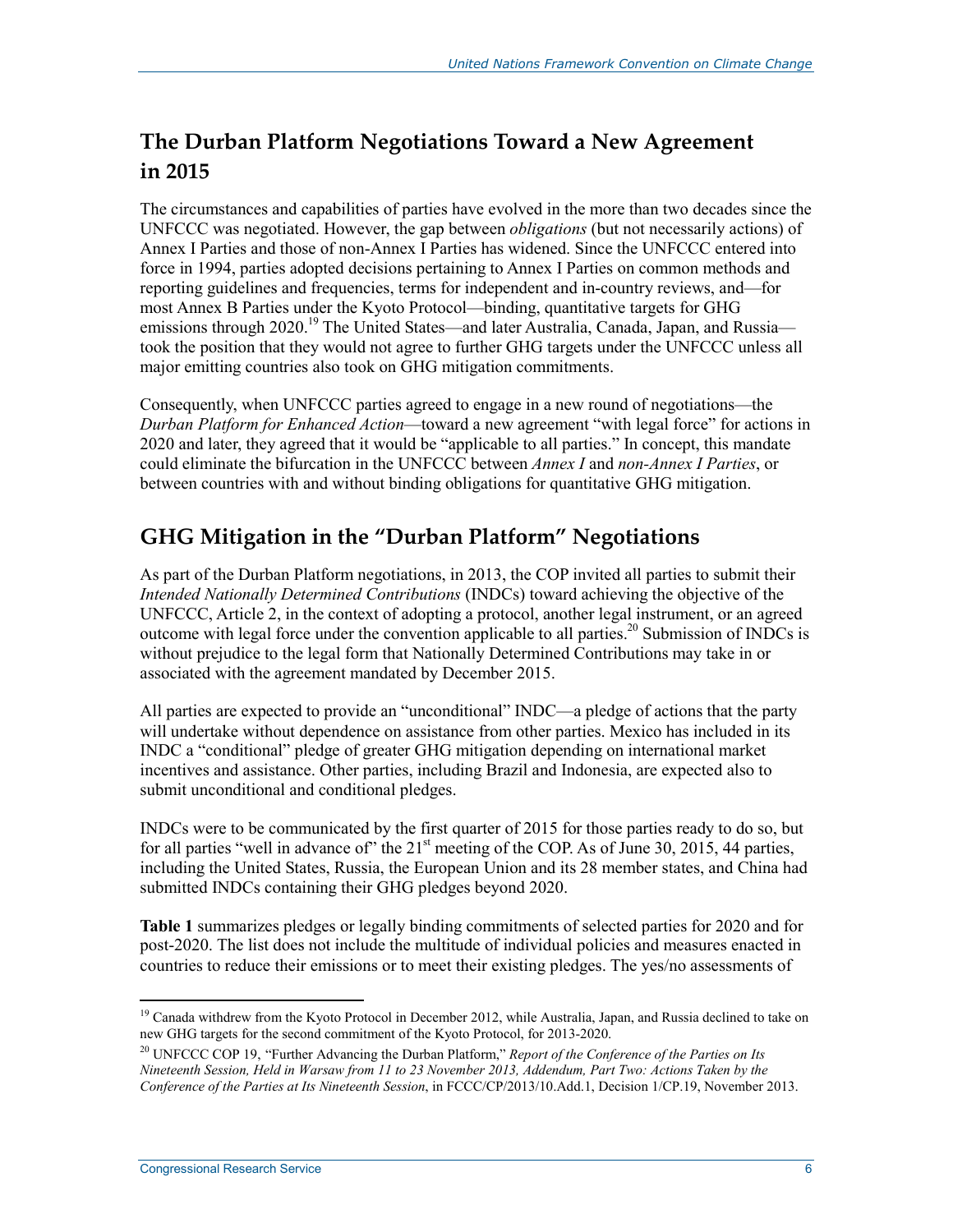## The Durban Platform Negotiations Toward a New Agreement in 2015

The circumstances and capabilities of parties have evolved in the more than two decades since the UNFCCC was negotiated. However, the gap between *obligations* (but not necessarily actions) of Annex I Parties and those of non-Annex I Parties has widened. Since the UNFCCC entered into force in 1994, parties adopted decisions pertaining to Annex I Parties on common methods and reporting guidelines and frequencies, terms for independent and in-country reviews, and—for most Annex B Parties under the Kyoto Protocol—binding, quantitative targets for GHG emissions through 2020.[19] The United States—and later Australia, Canada, Japan, and Russia—took the position that they would not agree to further GHG targets under the UNFCCC unless all major emitting countries also took on GHG mitigation commitments.

Consequently, when UNFCCC parties agreed to engage in a new round of negotiations—the *Durban Platform for Enhanced Action*—toward a new agreement "with legal force" for actions in 2020 and later, they agreed that it would be "applicable to all parties." In concept, this mandate could eliminate the bifurcation in the UNFCCC between *Annex I* and *non-Annex I Parties*, or between countries with and without binding obligations for quantitative GHG mitigation.

## GHG Mitigation in the "Durban Platform" Negotiations

As part of the Durban Platform negotiations, in 2013, the COP invited all parties to submit their *Intended Nationally Determined Contributions* (INDCs) toward achieving the objective of the UNFCCC, Article 2, in the context of adopting a protocol, another legal instrument, or an agreed outcome with legal force under the convention applicable to all parties.[20] Submission of INDCs is without prejudice to the legal form that Nationally Determined Contributions may take in or associated with the agreement mandated by December 2015.

All parties are expected to provide an "unconditional" INDC—a pledge of actions that the party will undertake without dependence on assistance from other parties. Mexico has included in its INDC a "conditional" pledge of greater GHG mitigation depending on international market incentives and assistance. Other parties, including Brazil and Indonesia, are expected also to submit unconditional and conditional pledges.

INDCs were to be communicated by the first quarter of 2015 for those parties ready to do so, but for all parties "well in advance of" the 21st meeting of the COP. As of June 30, 2015, 44 parties, including the United States, Russia, the European Union and its 28 member states, and China had submitted INDCs containing their GHG pledges beyond 2020.

**Table 1** summarizes pledges or legally binding commitments of selected parties for 2020 and for post-2020. The list does not include the multitude of individual policies and measures enacted in countries to reduce their emissions or to meet their existing pledges. The yes/no assessments of

---

[19] Canada withdrew from the Kyoto Protocol in December 2012, while Australia, Japan, and Russia declined to take on new GHG targets for the second commitment of the Kyoto Protocol, for 2013-2020.

[20] UNFCCC COP 19, "Further Advancing the Durban Platform," *Report of the Conference of the Parties on Its Nineteenth Session, Held in Warsaw from 11 to 23 November 2013, Addendum, Part Two: Actions Taken by the Conference of the Parties at Its Nineteenth Session*, in FCCC/CP/2013/10.Add.1, Decision 1/CP.19, November 2013.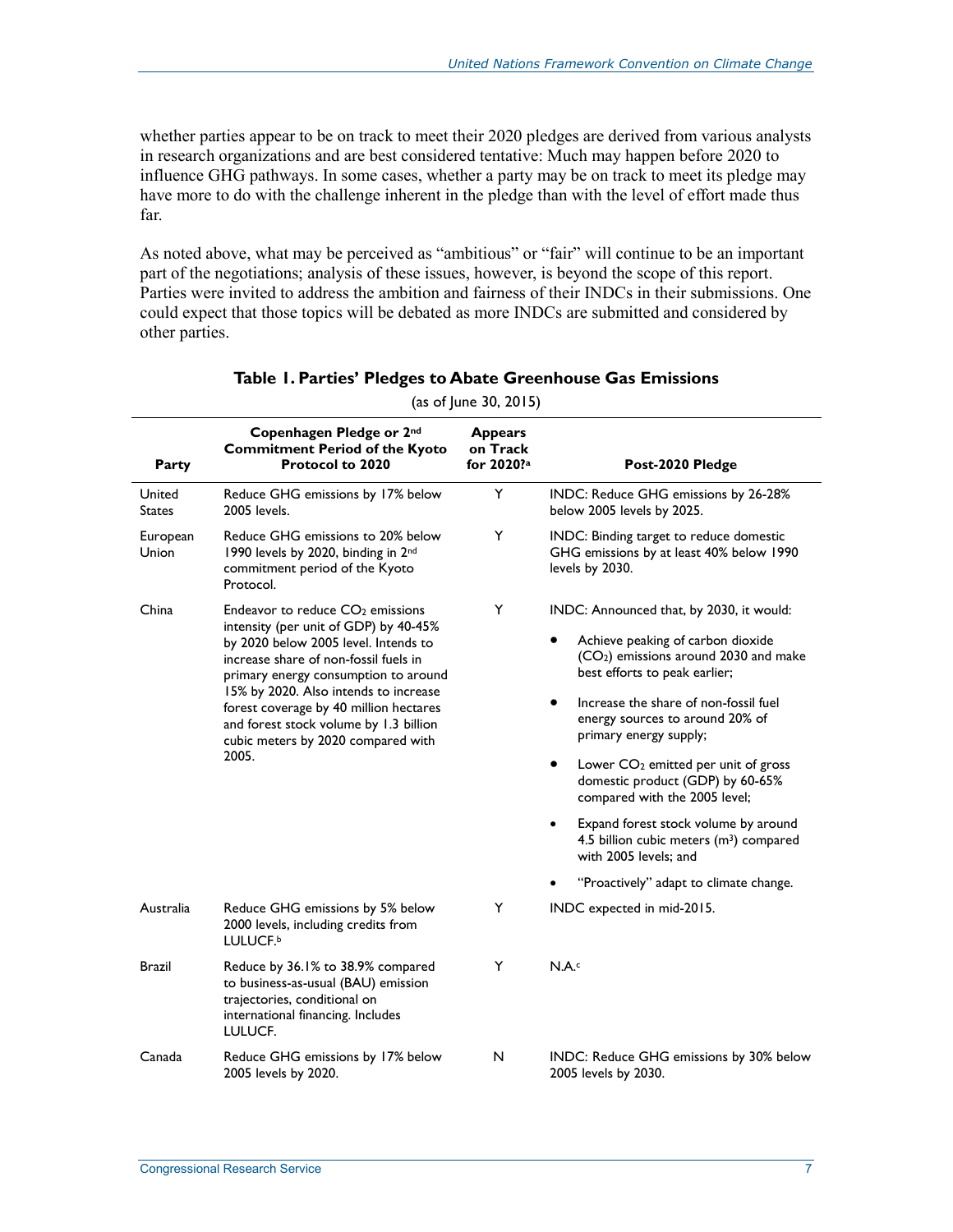whether parties appear to be on track to meet their 2020 pledges are derived from various analysts in research organizations and are best considered tentative: Much may happen before 2020 to influence GHG pathways. In some cases, whether a party may be on track to meet its pledge may have more to do with the challenge inherent in the pledge than with the level of effort made thus far.

As noted above, what may be perceived as "ambitious" or "fair" will continue to be an important part of the negotiations; analysis of these issues, however, is beyond the scope of this report. Parties were invited to address the ambition and fairness of their INDCs in their submissions. One could expect that those topics will be debated as more INDCs are submitted and considered by other parties.

**Table 1. Parties' Pledges to Abate Greenhouse Gas Emissions**

(as of June 30, 2015)

| Party | Copenhagen Pledge or 2nd Commitment Period of the Kyoto Protocol to 2020 | Appears on Track for 2020?[a] | Post-2020 Pledge |
|---|---|---|---|
| United States | Reduce GHG emissions by 17% below 2005 levels. | Y | INDC: Reduce GHG emissions by 26-28% below 2005 levels by 2025. |
| European Union | Reduce GHG emissions to 20% below 1990 levels by 2020, binding in 2nd commitment period of the Kyoto Protocol. | Y | INDC: Binding target to reduce domestic GHG emissions by at least 40% below 1990 levels by 2030. |
| China | Endeavor to reduce $CO_2$ emissions intensity (per unit of GDP) by 40-45% by 2020 below 2005 level. Intends to increase share of non-fossil fuels in primary energy consumption to around 15% by 2020. Also intends to increase forest coverage by 40 million hectares and forest stock volume by 1.3 billion cubic meters by 2020 compared with 2005. | Y | INDC: Announced that, by 2030, it would: <br>• Achieve peaking of carbon dioxide ($CO_2$) emissions around 2030 and make best efforts to peak earlier; <br>• Increase the share of non-fossil fuel energy sources to around 20% of primary energy supply; <br>• Lower $CO_2$ emitted per unit of gross domestic product (GDP) by 60-65% compared with the 2005 level; <br>• Expand forest stock volume by around 4.5 billion cubic meters ($m^3$) compared with 2005 levels; and <br>• "Proactively" adapt to climate change. |
| Australia | Reduce GHG emissions by 5% below 2000 levels, including credits from LULUCF.[b] | Y | INDC expected in mid-2015. |
| Brazil | Reduce by 36.1% to 38.9% compared to business-as-usual (BAU) emission trajectories, conditional on international financing. Includes LULUCF. | Y | N.A.[c] |
| Canada | Reduce GHG emissions by 17% below 2005 levels by 2020. | N | INDC: Reduce GHG emissions by 30% below 2005 levels by 2030. |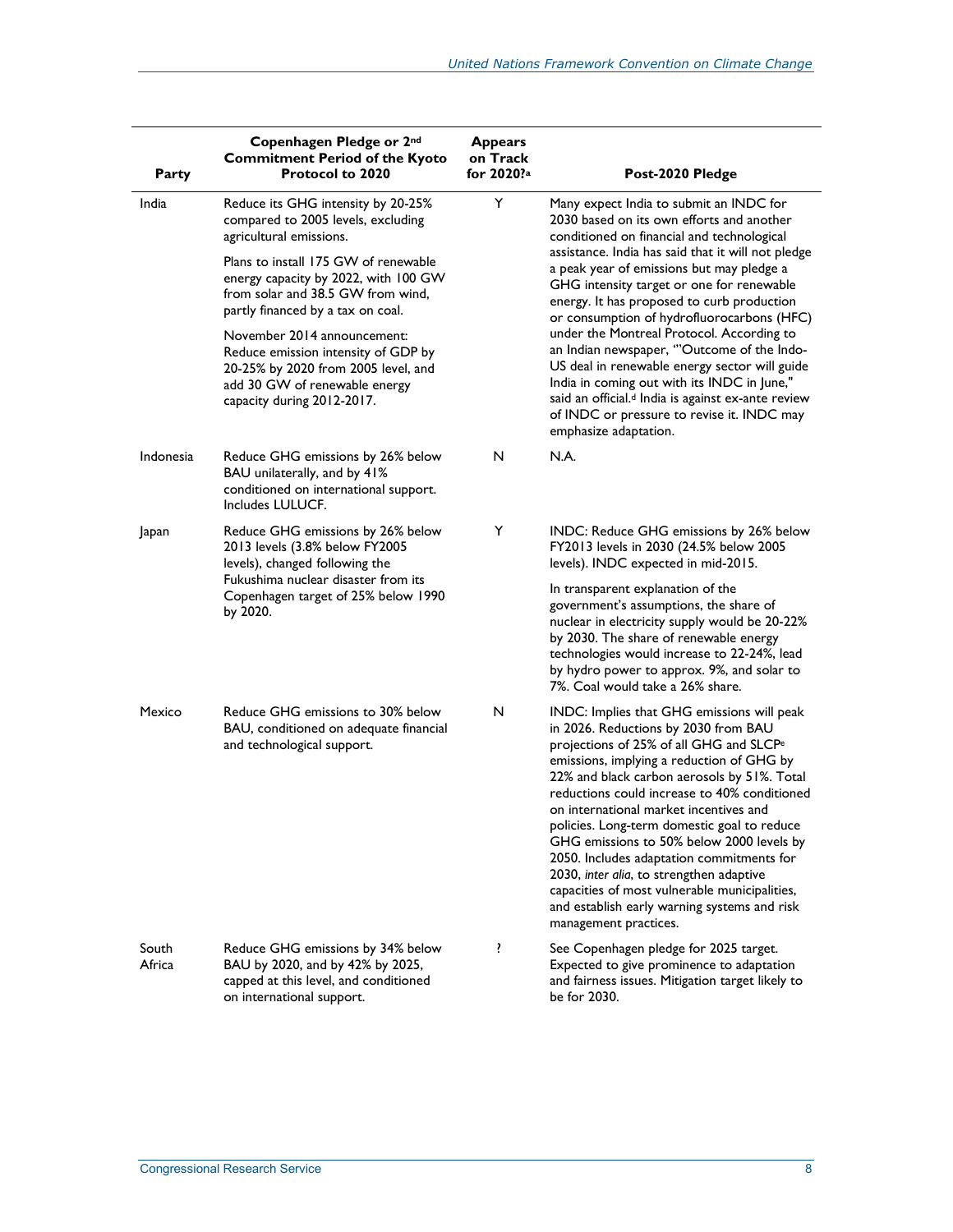| Party | Copenhagen Pledge or 2nd Commitment Period of the Kyoto Protocol to 2020 | Appears on Track for 2020?[a] | Post-2020 Pledge |
|---|---|---|---|
| India | Reduce its GHG intensity by 20-25% compared to 2005 levels, excluding agricultural emissions.<br><br>Plans to install 175 GW of renewable energy capacity by 2022, with 100 GW from solar and 38.5 GW from wind, partly financed by a tax on coal.<br><br>November 2014 announcement: Reduce emission intensity of GDP by 20-25% by 2020 from 2005 level, and add 30 GW of renewable energy capacity during 2012-2017. | Y | Many expect India to submit an INDC for 2030 based on its own efforts and another conditioned on financial and technological assistance. India has said that it will not pledge a peak year of emissions but may pledge a GHG intensity target or one for renewable energy. It has proposed to curb production or consumption of hydrofluorocarbons (HFC) under the Montreal Protocol. According to an Indian newspaper, "'Outcome of the Indo-US deal in renewable energy sector will guide India in coming out with its INDC in June," said an official.[d] India is against ex-ante review of INDC or pressure to revise it. INDC may emphasize adaptation. |
| Indonesia | Reduce GHG emissions by 26% below BAU unilaterally, and by 41% conditioned on international support. Includes LULUCF. | N | N.A. |
| Japan | Reduce GHG emissions by 26% below 2013 levels (3.8% below FY2005 levels), changed following the Fukushima nuclear disaster from its Copenhagen target of 25% below 1990 by 2020. | Y | INDC: Reduce GHG emissions by 26% below FY2013 levels in 2030 (24.5% below 2005 levels). INDC expected in mid-2015.<br><br>In transparent explanation of the government's assumptions, the share of nuclear in electricity supply would be 20-22% by 2030. The share of renewable energy technologies would increase to 22-24%, lead by hydro power to approx. 9%, and solar to 7%. Coal would take a 26% share. |
| Mexico | Reduce GHG emissions to 30% below BAU, conditioned on adequate financial and technological support. | N | INDC: Implies that GHG emissions will peak in 2026. Reductions by 2030 from BAU projections of 25% of all GHG and SLCP[e] emissions, implying a reduction of GHG by 22% and black carbon aerosols by 51%. Total reductions could increase to 40% conditioned on international market incentives and policies. Long-term domestic goal to reduce GHG emissions to 50% below 2000 levels by 2050. Includes adaptation commitments for 2030, *inter alia*, to strengthen adaptive capacities of most vulnerable municipalities, and establish early warning systems and risk management practices. |
| South Africa | Reduce GHG emissions by 34% below BAU by 2020, and by 42% by 2025, capped at this level, and conditioned on international support. | ? | See Copenhagen pledge for 2025 target. Expected to give prominence to adaptation and fairness issues. Mitigation target likely to be for 2030. |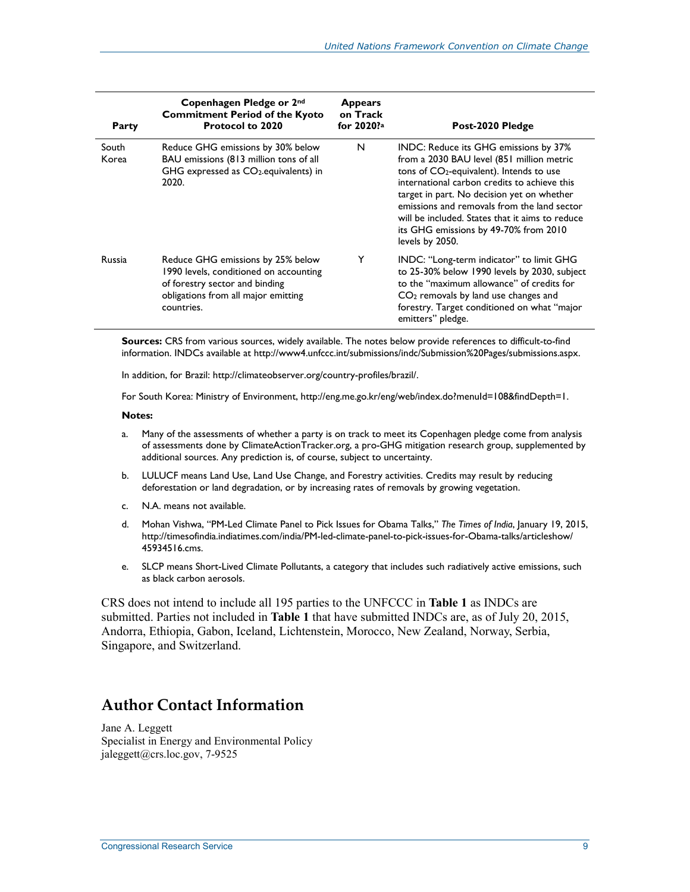| Party | Copenhagen Pledge or 2nd Commitment Period of the Kyoto Protocol to 2020 | Appears on Track for 2020?[a] | Post-2020 Pledge |
|---|---|---|---|
| South Korea | Reduce GHG emissions by 30% below BAU emissions (813 million tons of all GHG expressed as $CO_2$-equivalents) in 2020. | N | INDC: Reduce its GHG emissions by 37% from a 2030 BAU level (851 million metric tons of $CO_2$-equivalent). Intends to use international carbon credits to achieve this target in part. No decision yet on whether emissions and removals from the land sector will be included. States that it aims to reduce its GHG emissions by 49-70% from 2010 levels by 2050. |
| Russia | Reduce GHG emissions by 25% below 1990 levels, conditioned on accounting of forestry sector and binding obligations from all major emitting countries. | Y | INDC: "Long-term indicator" to limit GHG to 25-30% below 1990 levels by 2030, subject to the "maximum allowance" of credits for $CO_2$ removals by land use changes and forestry. Target conditioned on what "major emitters" pledge. |

**Sources:** CRS from various sources, widely available. The notes below provide references to difficult-to-find information. INDCs available at http://www4.unfccc.int/submissions/indc/Submission%20Pages/submissions.aspx.

In addition, for Brazil: http://climateobserver.org/country-profiles/brazil/.

For South Korea: Ministry of Environment, http://eng.me.go.kr/eng/web/index.do?menuId=108&findDepth=1.

**Notes:**

a. Many of the assessments of whether a party is on track to meet its Copenhagen pledge come from analysis of assessments done by ClimateActionTracker.org, a pro-GHG mitigation research group, supplemented by additional sources. Any prediction is, of course, subject to uncertainty.

b. LULUCF means Land Use, Land Use Change, and Forestry activities. Credits may result by reducing deforestation or land degradation, or by increasing rates of removals by growing vegetation.

c. N.A. means not available.

d. Mohan Vishwa, "PM-Led Climate Panel to Pick Issues for Obama Talks," *The Times of India*, January 19, 2015, http://timesofindia.indiatimes.com/india/PM-led-climate-panel-to-pick-issues-for-Obama-talks/articleshow/45934516.cms.

e. SLCP means Short-Lived Climate Pollutants, a category that includes such radiatively active emissions, such as black carbon aerosols.

CRS does not intend to include all 195 parties to the UNFCCC in **Table 1** as INDCs are submitted. Parties not included in **Table 1** that have submitted INDCs are, as of July 20, 2015, Andorra, Ethiopia, Gabon, Iceland, Lichtenstein, Morocco, New Zealand, Norway, Serbia, Singapore, and Switzerland.

## Author Contact Information

Jane A. Leggett
Specialist in Energy and Environmental Policy
jaleggett@crs.loc.gov, 7-9525